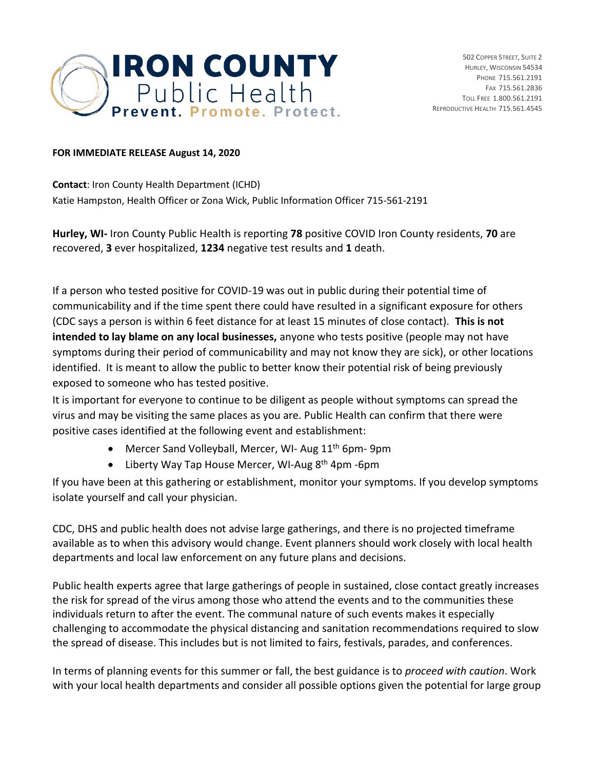**IRON COUNTY**
Public Health
**Prevent. Promote. Protect.**

502 Copper Street, Suite 2
Hurley, Wisconsin 54534
Phone 715.561.2191
Fax 715.561.2836
Toll Free 1.800.561.2191
Reproductive Health 715.561.4545

**FOR IMMEDIATE RELEASE August 14, 2020**

**Contact**: Iron County Health Department (ICHD)
Katie Hampston, Health Officer or Zona Wick, Public Information Officer 715-561-2191

**Hurley, WI-** Iron County Public Health is reporting **78** positive COVID Iron County residents, **70** are recovered, **3** ever hospitalized, **1234** negative test results and **1** death.

If a person who tested positive for COVID-19 was out in public during their potential time of communicability and if the time spent there could have resulted in a significant exposure for others (CDC says a person is within 6 feet distance for at least 15 minutes of close contact). **This is not intended to lay blame on any local businesses,** anyone who tests positive (people may not have symptoms during their period of communicability and may not know they are sick), or other locations identified. It is meant to allow the public to better know their potential risk of being previously exposed to someone who has tested positive.

It is important for everyone to continue to be diligent as people without symptoms can spread the virus and may be visiting the same places as you are. Public Health can confirm that there were positive cases identified at the following event and establishment:

- Mercer Sand Volleyball, Mercer, WI- Aug 11th 6pm- 9pm
- Liberty Way Tap House Mercer, WI-Aug 8th 4pm -6pm

If you have been at this gathering or establishment, monitor your symptoms. If you develop symptoms isolate yourself and call your physician.

CDC, DHS and public health does not advise large gatherings, and there is no projected timeframe available as to when this advisory would change. Event planners should work closely with local health departments and local law enforcement on any future plans and decisions.

Public health experts agree that large gatherings of people in sustained, close contact greatly increases the risk for spread of the virus among those who attend the events and to the communities these individuals return to after the event. The communal nature of such events makes it especially challenging to accommodate the physical distancing and sanitation recommendations required to slow the spread of disease. This includes but is not limited to fairs, festivals, parades, and conferences.

In terms of planning events for this summer or fall, the best guidance is to *proceed with caution*. Work with your local health departments and consider all possible options given the potential for large group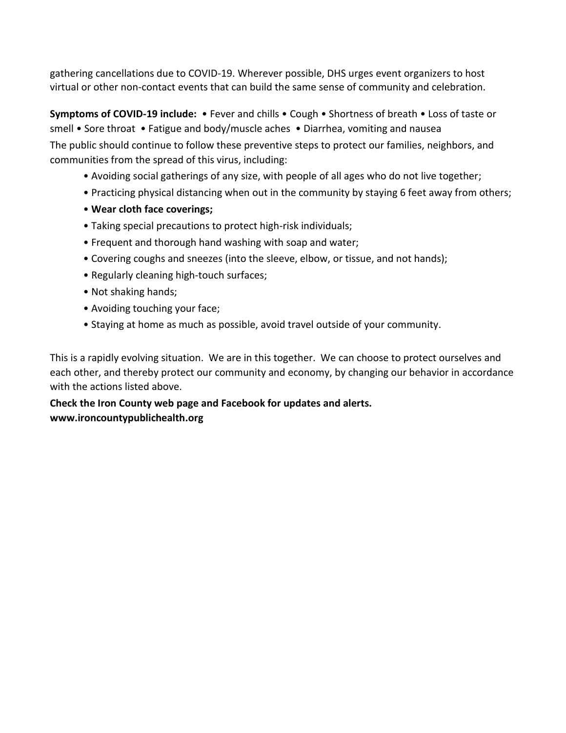gathering cancellations due to COVID-19. Wherever possible, DHS urges event organizers to host virtual or other non-contact events that can build the same sense of community and celebration.

**Symptoms of COVID-19 include:** • Fever and chills • Cough • Shortness of breath • Loss of taste or smell • Sore throat • Fatigue and body/muscle aches • Diarrhea, vomiting and nausea

The public should continue to follow these preventive steps to protect our families, neighbors, and communities from the spread of this virus, including:

- Avoiding social gatherings of any size, with people of all ages who do not live together;
- Practicing physical distancing when out in the community by staying 6 feet away from others;
- **Wear cloth face coverings;**
- Taking special precautions to protect high-risk individuals;
- Frequent and thorough hand washing with soap and water;
- Covering coughs and sneezes (into the sleeve, elbow, or tissue, and not hands);
- Regularly cleaning high-touch surfaces;
- Not shaking hands;
- Avoiding touching your face;
- Staying at home as much as possible, avoid travel outside of your community.

This is a rapidly evolving situation. We are in this together. We can choose to protect ourselves and each other, and thereby protect our community and economy, by changing our behavior in accordance with the actions listed above.

**Check the Iron County web page and Facebook for updates and alerts.**
**www.ironcountypublichealth.org**